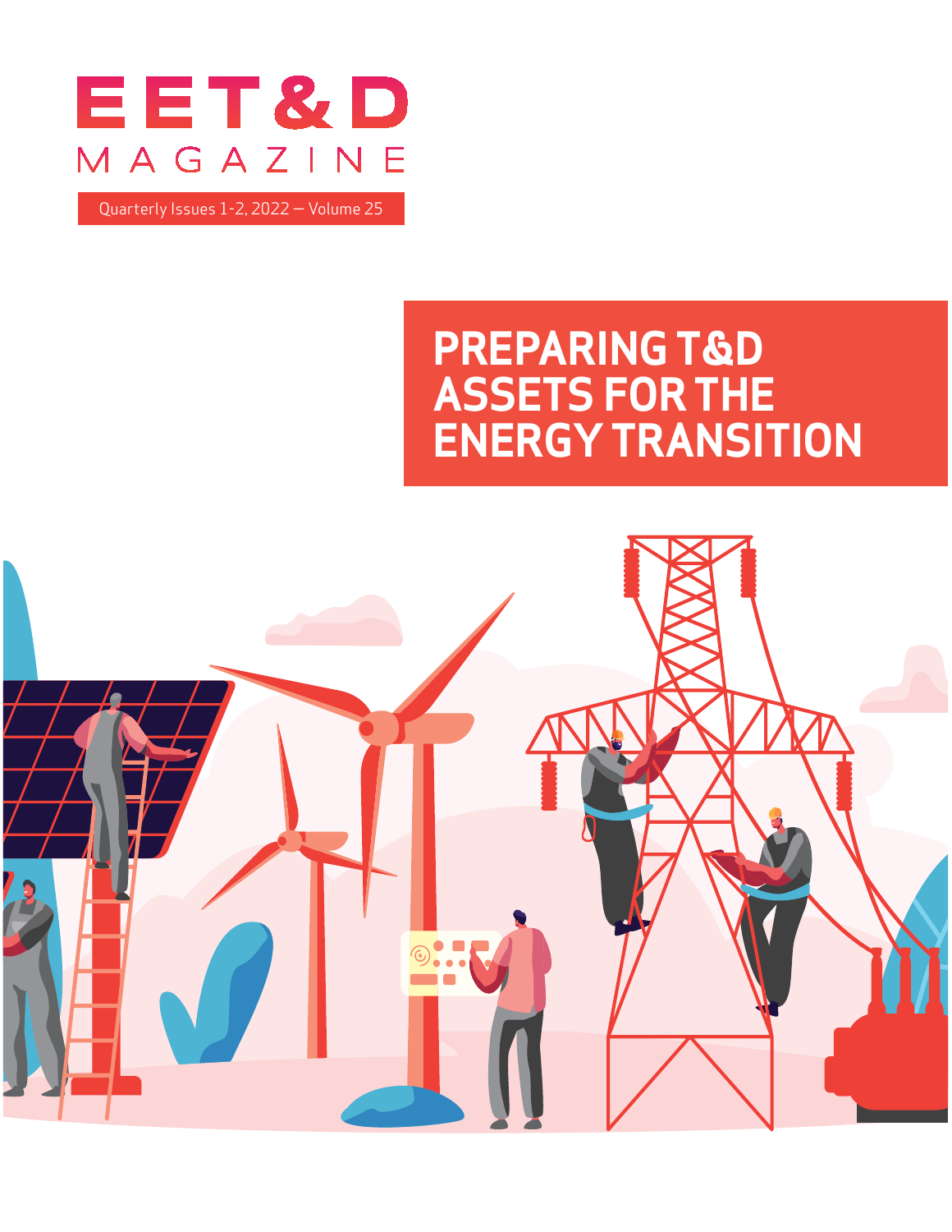# EET&D MAGAZINE

Quarterly Issues 1-2, 2022 — Volume 25

## PREPARING T&D ASSETS FOR THE ENERGY TRANSITION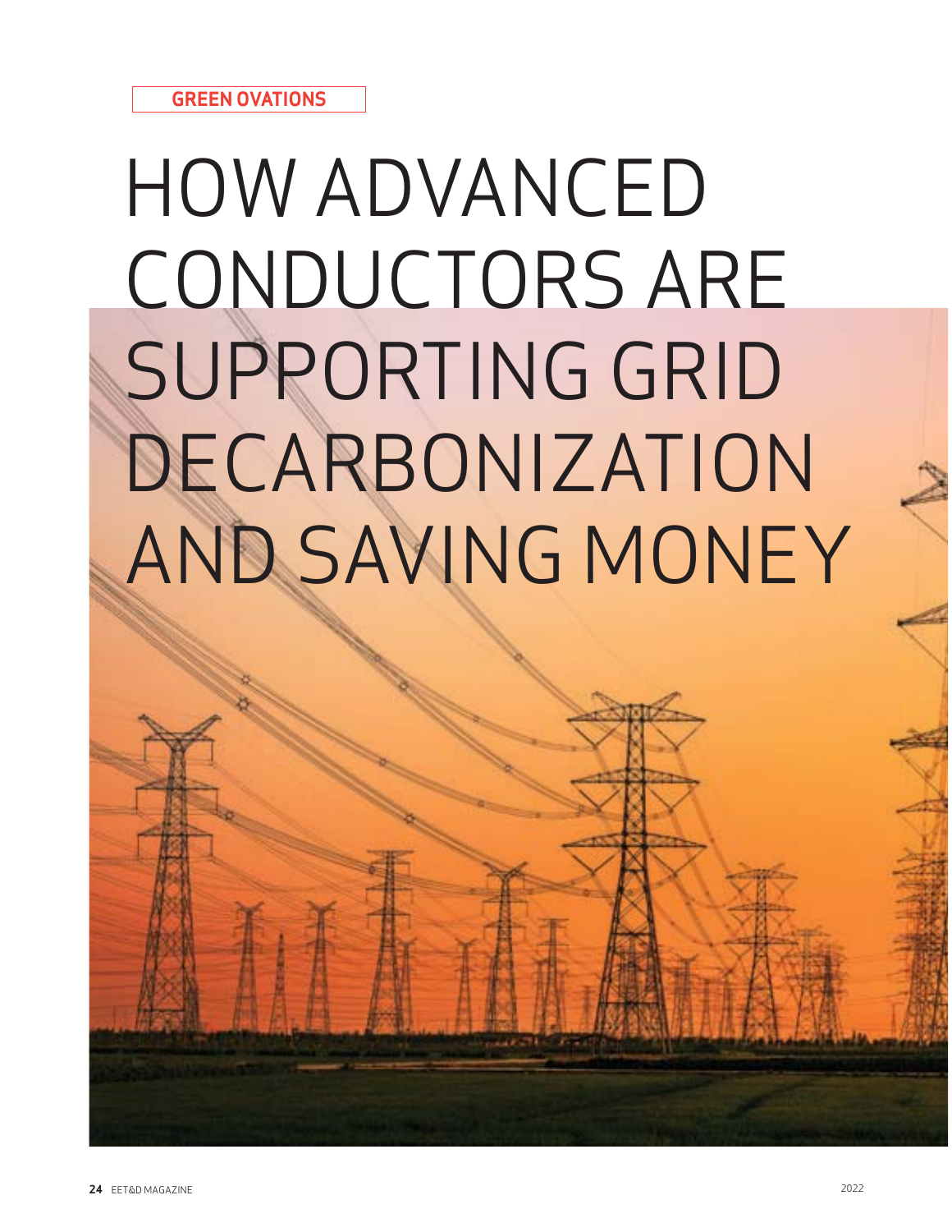GREEN OVATIONS

# HOW ADVANCED CONDUCTORS ARE SUPPORTING GRID DECARBONIZATION AND SAVING MONEY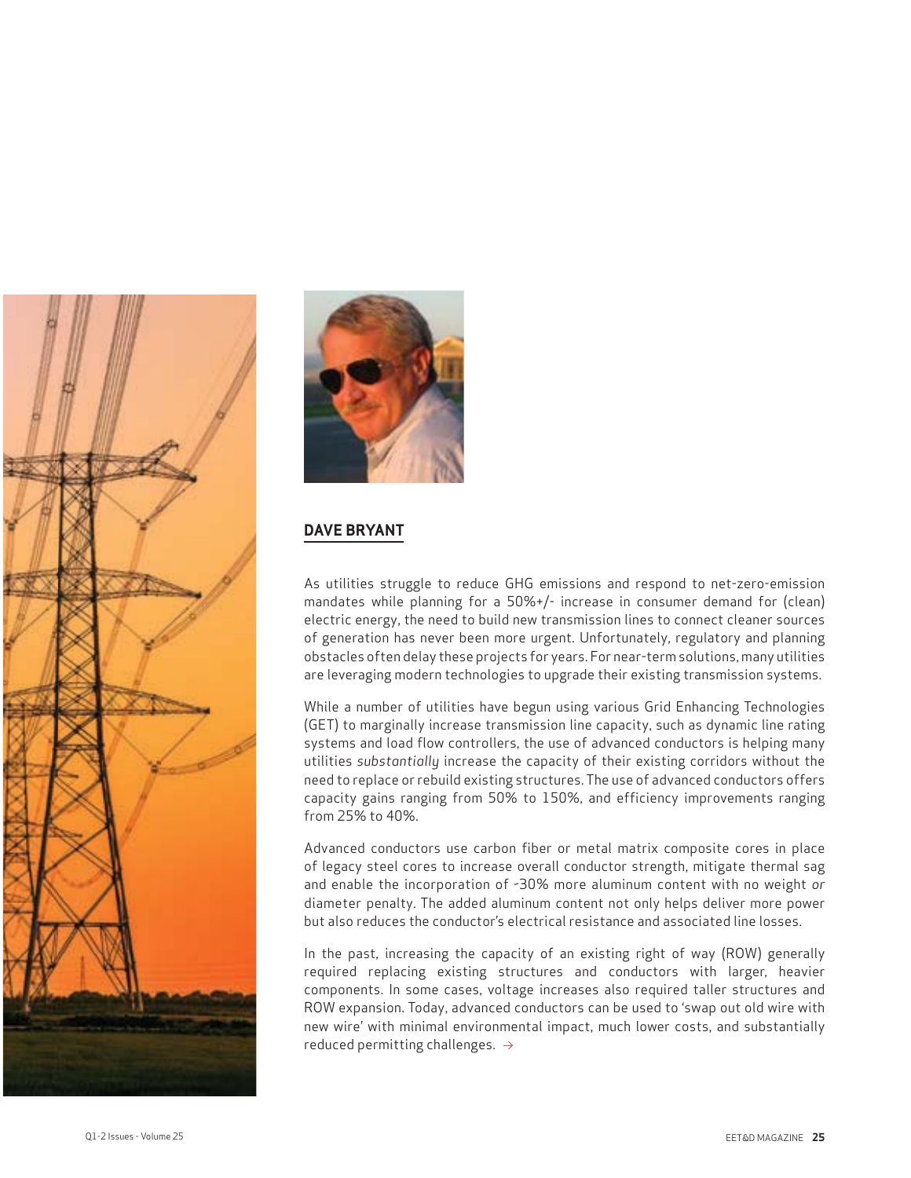## DAVE BRYANT

As utilities struggle to reduce GHG emissions and respond to net-zero-emission mandates while planning for a 50%+/- increase in consumer demand for (clean) electric energy, the need to build new transmission lines to connect cleaner sources of generation has never been more urgent. Unfortunately, regulatory and planning obstacles often delay these projects for years. For near-term solutions, many utilities are leveraging modern technologies to upgrade their existing transmission systems.

While a number of utilities have begun using various Grid Enhancing Technologies (GET) to marginally increase transmission line capacity, such as dynamic line rating systems and load flow controllers, the use of advanced conductors is helping many utilities *substantially* increase the capacity of their existing corridors without the need to replace or rebuild existing structures. The use of advanced conductors offers capacity gains ranging from 50% to 150%, and efficiency improvements ranging from 25% to 40%.

Advanced conductors use carbon fiber or metal matrix composite cores in place of legacy steel cores to increase overall conductor strength, mitigate thermal sag and enable the incorporation of ~30% more aluminum content with no weight *or* diameter penalty. The added aluminum content not only helps deliver more power but also reduces the conductor's electrical resistance and associated line losses.

In the past, increasing the capacity of an existing right of way (ROW) generally required replacing existing structures and conductors with larger, heavier components. In some cases, voltage increases also required taller structures and ROW expansion. Today, advanced conductors can be used to 'swap out old wire with new wire' with minimal environmental impact, much lower costs, and substantially reduced permitting challenges. →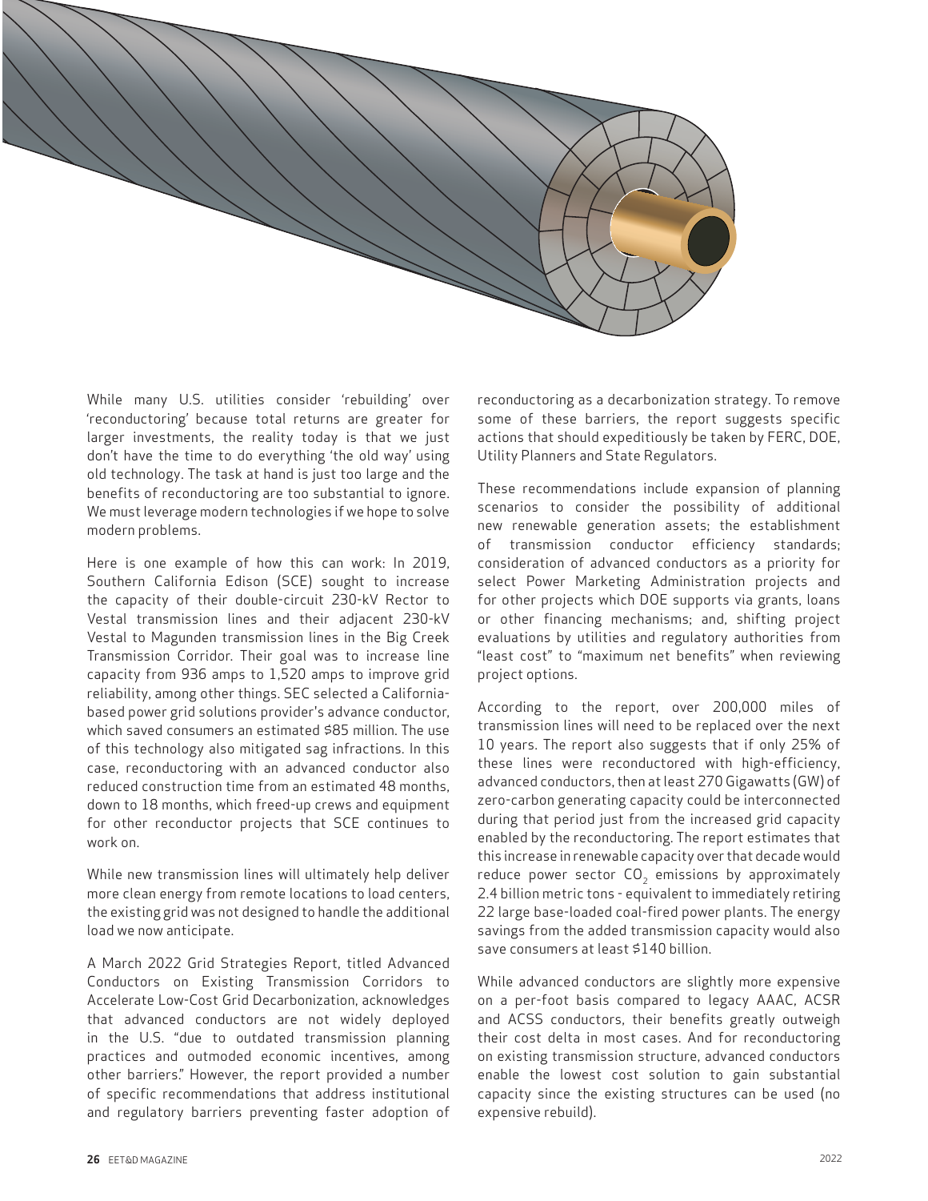While many U.S. utilities consider 'rebuilding' over 'reconductoring' because total returns are greater for larger investments, the reality today is that we just don't have the time to do everything 'the old way' using old technology. The task at hand is just too large and the benefits of reconductoring are too substantial to ignore. We must leverage modern technologies if we hope to solve modern problems.

Here is one example of how this can work: In 2019, Southern California Edison (SCE) sought to increase the capacity of their double-circuit 230-kV Rector to Vestal transmission lines and their adjacent 230-kV Vestal to Magunden transmission lines in the Big Creek Transmission Corridor. Their goal was to increase line capacity from 936 amps to 1,520 amps to improve grid reliability, among other things. SEC selected a California-based power grid solutions provider's advance conductor, which saved consumers an estimated $85 million. The use of this technology also mitigated sag infractions. In this case, reconductoring with an advanced conductor also reduced construction time from an estimated 48 months, down to 18 months, which freed-up crews and equipment for other reconductor projects that SCE continues to work on.

While new transmission lines will ultimately help deliver more clean energy from remote locations to load centers, the existing grid was not designed to handle the additional load we now anticipate.

A March 2022 Grid Strategies Report, titled Advanced Conductors on Existing Transmission Corridors to Accelerate Low-Cost Grid Decarbonization, acknowledges that advanced conductors are not widely deployed in the U.S. "due to outdated transmission planning practices and outmoded economic incentives, among other barriers." However, the report provided a number of specific recommendations that address institutional and regulatory barriers preventing faster adoption of reconductoring as a decarbonization strategy. To remove some of these barriers, the report suggests specific actions that should expeditiously be taken by FERC, DOE, Utility Planners and State Regulators.

These recommendations include expansion of planning scenarios to consider the possibility of additional new renewable generation assets; the establishment of transmission conductor efficiency standards; consideration of advanced conductors as a priority for select Power Marketing Administration projects and for other projects which DOE supports via grants, loans or other financing mechanisms; and, shifting project evaluations by utilities and regulatory authorities from "least cost" to "maximum net benefits" when reviewing project options.

According to the report, over 200,000 miles of transmission lines will need to be replaced over the next 10 years. The report also suggests that if only 25% of these lines were reconductored with high-efficiency, advanced conductors, then at least 270 Gigawatts (GW) of zero-carbon generating capacity could be interconnected during that period just from the increased grid capacity enabled by the reconductoring. The report estimates that this increase in renewable capacity over that decade would reduce power sector $CO_2$ emissions by approximately 2.4 billion metric tons - equivalent to immediately retiring 22 large base-loaded coal-fired power plants. The energy savings from the added transmission capacity would also save consumers at least $140 billion.

While advanced conductors are slightly more expensive on a per-foot basis compared to legacy AAAC, ACSR and ACSS conductors, their benefits greatly outweigh their cost delta in most cases. And for reconductoring on existing transmission structure, advanced conductors enable the lowest cost solution to gain substantial capacity since the existing structures can be used (no expensive rebuild).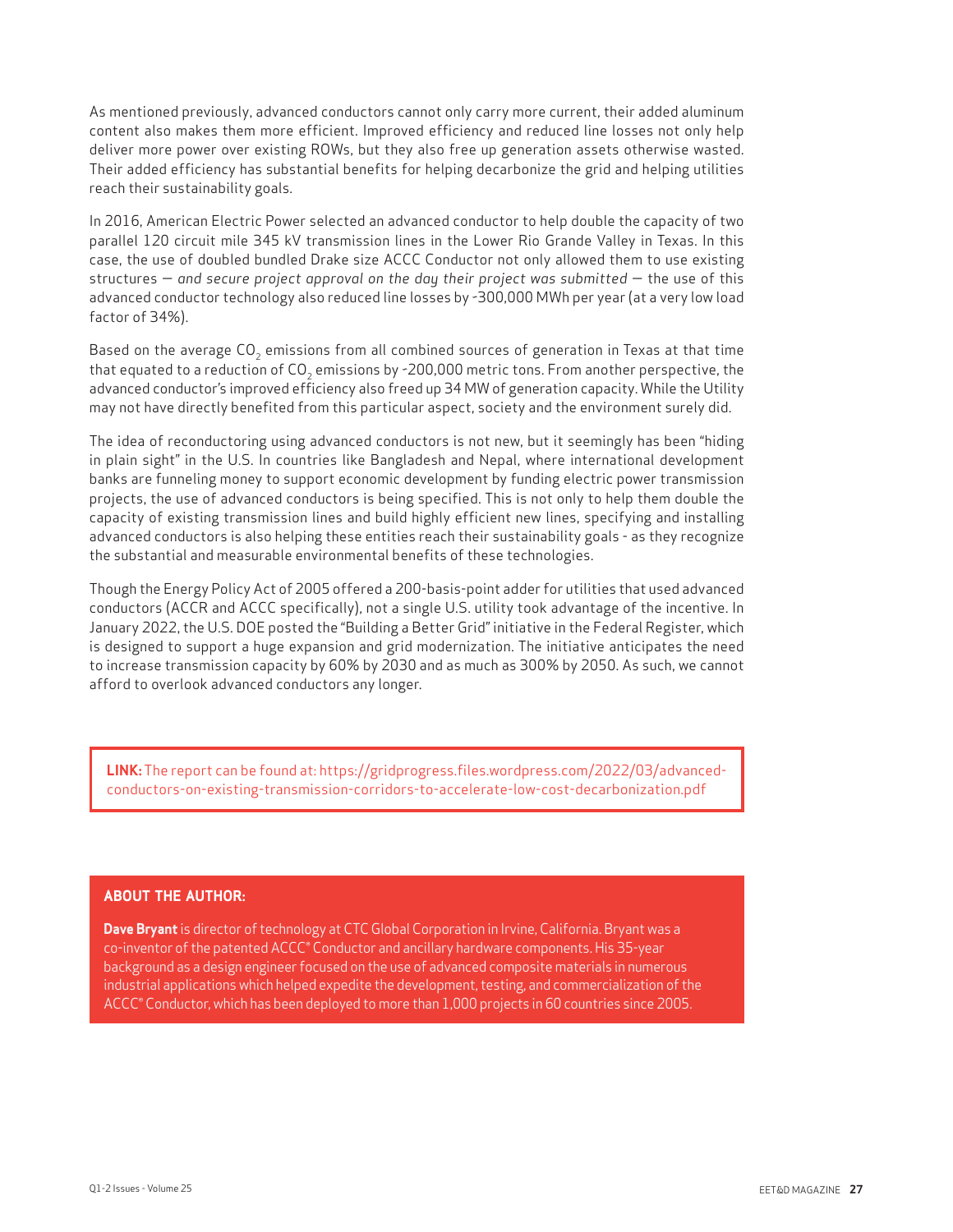As mentioned previously, advanced conductors cannot only carry more current, their added aluminum content also makes them more efficient. Improved efficiency and reduced line losses not only help deliver more power over existing ROWs, but they also free up generation assets otherwise wasted. Their added efficiency has substantial benefits for helping decarbonize the grid and helping utilities reach their sustainability goals.

In 2016, American Electric Power selected an advanced conductor to help double the capacity of two parallel 120 circuit mile 345 kV transmission lines in the Lower Rio Grande Valley in Texas. In this case, the use of doubled bundled Drake size ACCC Conductor not only allowed them to use existing structures — *and secure project approval on the day their project was submitted* — the use of this advanced conductor technology also reduced line losses by ~300,000 MWh per year (at a very low load factor of 34%).

Based on the average $CO_2$ emissions from all combined sources of generation in Texas at that time that equated to a reduction of $CO_2$ emissions by ~200,000 metric tons. From another perspective, the advanced conductor's improved efficiency also freed up 34 MW of generation capacity. While the Utility may not have directly benefited from this particular aspect, society and the environment surely did.

The idea of reconductoring using advanced conductors is not new, but it seemingly has been "hiding in plain sight" in the U.S. In countries like Bangladesh and Nepal, where international development banks are funneling money to support economic development by funding electric power transmission projects, the use of advanced conductors is being specified. This is not only to help them double the capacity of existing transmission lines and build highly efficient new lines, specifying and installing advanced conductors is also helping these entities reach their sustainability goals - as they recognize the substantial and measurable environmental benefits of these technologies.

Though the Energy Policy Act of 2005 offered a 200-basis-point adder for utilities that used advanced conductors (ACCR and ACCC specifically), not a single U.S. utility took advantage of the incentive. In January 2022, the U.S. DOE posted the "Building a Better Grid" initiative in the Federal Register, which is designed to support a huge expansion and grid modernization. The initiative anticipates the need to increase transmission capacity by 60% by 2030 and as much as 300% by 2050. As such, we cannot afford to overlook advanced conductors any longer.

**LINK:** The report can be found at: https://gridprogress.files.wordpress.com/2022/03/advanced-conductors-on-existing-transmission-corridors-to-accelerate-low-cost-decarbonization.pdf

**ABOUT THE AUTHOR:**

**Dave Bryant** is director of technology at CTC Global Corporation in Irvine, California. Bryant was a co-inventor of the patented ACCC® Conductor and ancillary hardware components. His 35-year background as a design engineer focused on the use of advanced composite materials in numerous industrial applications which helped expedite the development, testing, and commercialization of the ACCC® Conductor, which has been deployed to more than 1,000 projects in 60 countries since 2005.